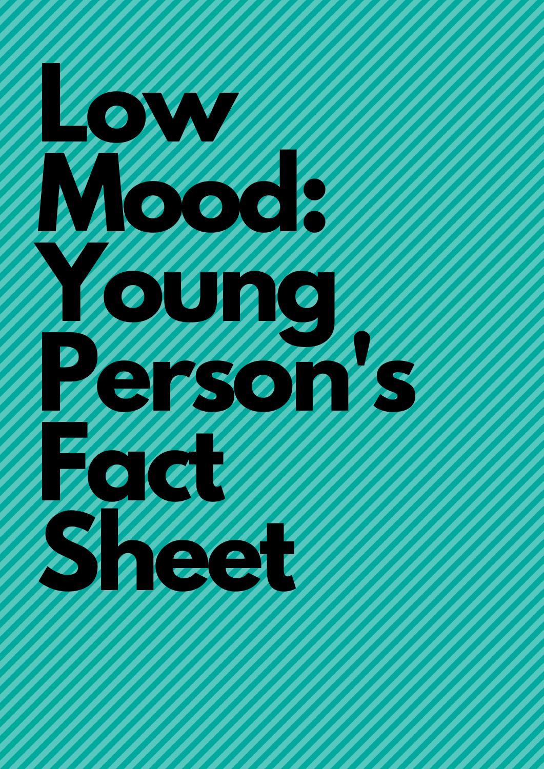# Low Mood: Young Person's Fact Sheet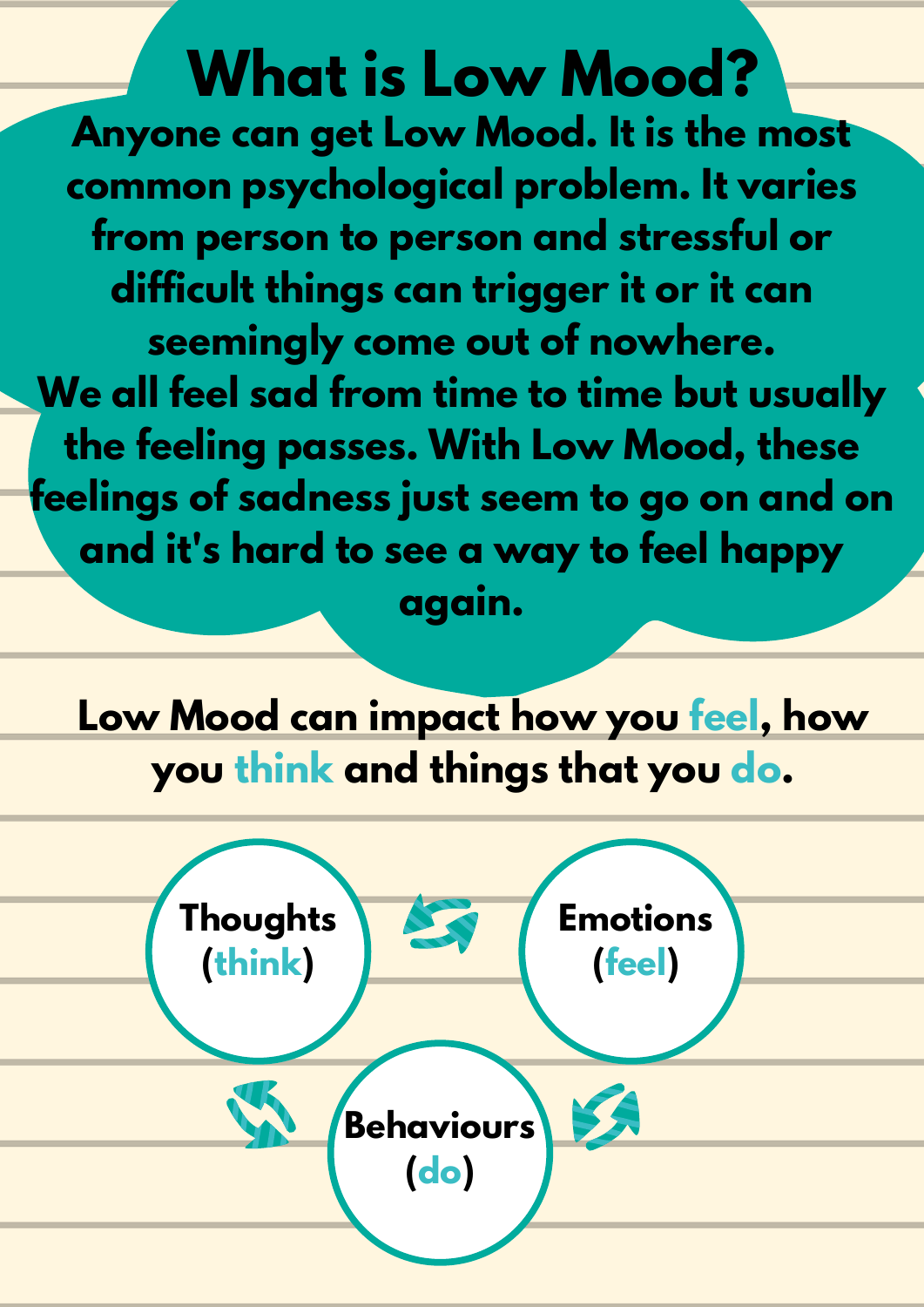# What is Low Mood?

**Anyone can get Low Mood. It is the most common psychological problem. It varies from person to person and stressful or difficult things can trigger it or it can seemingly come out of nowhere.**
**We all feel sad from time to time but usually the feeling passes. With Low Mood, these feelings of sadness just seem to go on and on and it's hard to see a way to feel happy again.**

**Low Mood can impact how you feel, how you think and things that you do.**

**Thoughts (think)**

**Emotions (feel)**

**Behaviours (do)**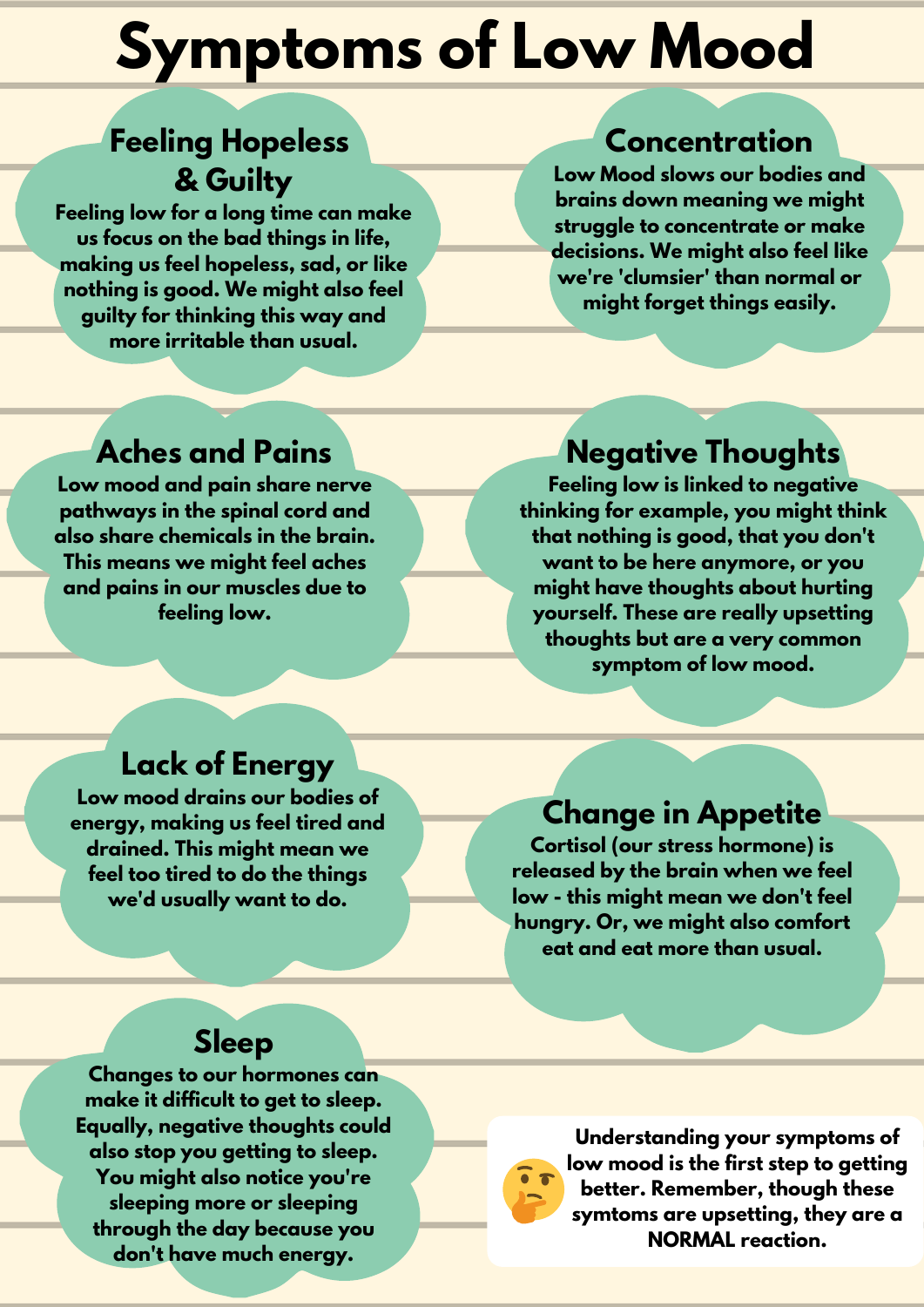# Symptoms of Low Mood

## Feeling Hopeless & Guilty

Feeling low for a long time can make us focus on the bad things in life, making us feel hopeless, sad, or like nothing is good. We might also feel guilty for thinking this way and more irritable than usual.

## Concentration

Low Mood slows our bodies and brains down meaning we might struggle to concentrate or make decisions. We might also feel like we're 'clumsier' than normal or might forget things easily.

## Aches and Pains

Low mood and pain share nerve pathways in the spinal cord and also share chemicals in the brain. This means we might feel aches and pains in our muscles due to feeling low.

## Negative Thoughts

Feeling low is linked to negative thinking for example, you might think that nothing is good, that you don't want to be here anymore, or you might have thoughts about hurting yourself. These are really upsetting thoughts but are a very common symptom of low mood.

## Lack of Energy

Low mood drains our bodies of energy, making us feel tired and drained. This might mean we feel too tired to do the things we'd usually want to do.

## Change in Appetite

Cortisol (our stress hormone) is released by the brain when we feel low - this might mean we don't feel hungry. Or, we might also comfort eat and eat more than usual.

## Sleep

Changes to our hormones can make it difficult to get to sleep. Equally, negative thoughts could also stop you getting to sleep. You might also notice you're sleeping more or sleeping through the day because you don't have much energy.

Understanding your symptoms of low mood is the first step to getting better. Remember, though these symtoms are upsetting, they are a NORMAL reaction.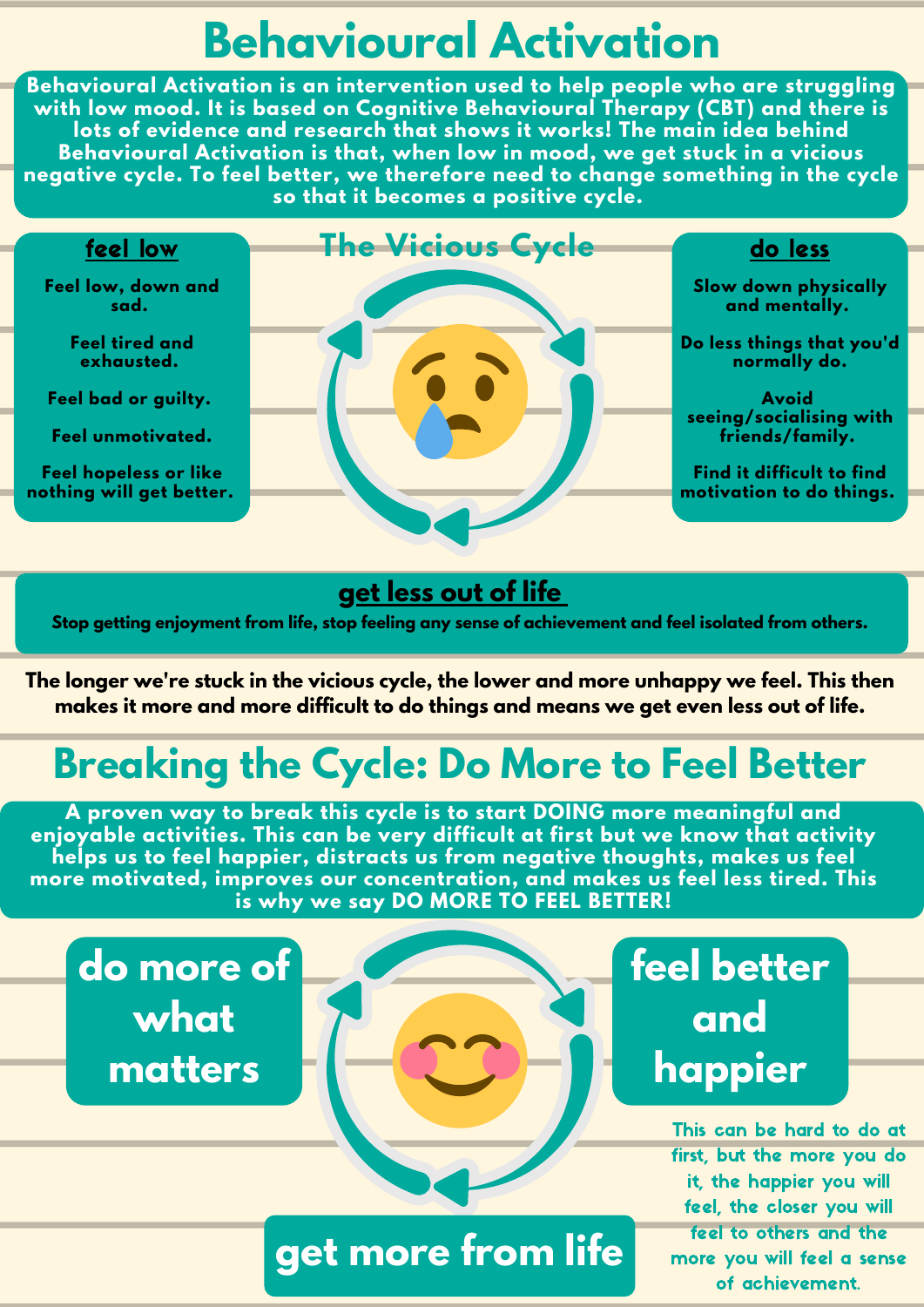# Behavioural Activation

**Behavioural Activation is an intervention used to help people who are struggling with low mood. It is based on Cognitive Behavioural Therapy (CBT) and there is lots of evidence and research that shows it works! The main idea behind Behavioural Activation is that, when low in mood, we get stuck in a vicious negative cycle. To feel better, we therefore need to change something in the cycle so that it becomes a positive cycle.**

## The Vicious Cycle

### feel low

- Feel low, down and sad.
- Feel tired and exhausted.
- Feel bad or guilty.
- Feel unmotivated.
- Feel hopeless or like nothing will get better.

### do less

- Slow down physically and mentally.
- Do less things that you'd normally do.
- Avoid seeing/socialising with friends/family.
- Find it difficult to find motivation to do things.

### get less out of life

Stop getting enjoyment from life, stop feeling any sense of achievement and feel isolated from others.

**The longer we're stuck in the vicious cycle, the lower and more unhappy we feel. This then makes it more and more difficult to do things and means we get even less out of life.**

## Breaking the Cycle: Do More to Feel Better

**A proven way to break this cycle is to start DOING more meaningful and enjoyable activities. This can be very difficult at first but we know that activity helps us to feel happier, distracts us from negative thoughts, makes us feel more motivated, improves our concentration, and makes us feel less tired. This is why we say DO MORE TO FEEL BETTER!**

**do more of what matters**

**feel better and happier**

**get more from life**

This can be hard to do at first, but the more you do it, the happier you will feel, the closer you will feel to others and the more you will feel a sense of achievement.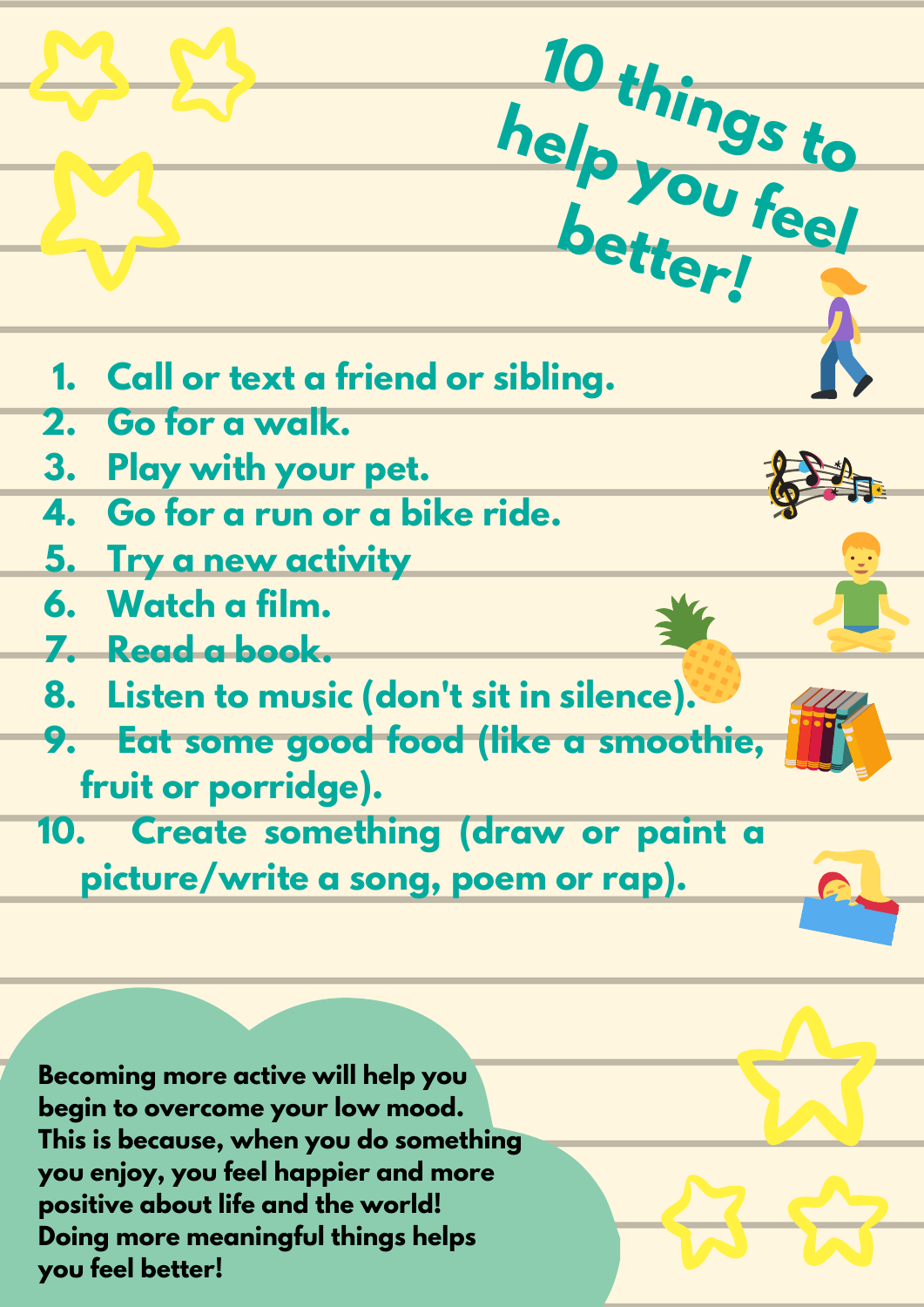# 10 things to help you feel better!

1. Call or text a friend or sibling.
2. Go for a walk.
3. Play with your pet.
4. Go for a run or a bike ride.
5. Try a new activity
6. Watch a film.
7. Read a book.
8. Listen to music (don't sit in silence).
9. Eat some good food (like a smoothie, fruit or porridge).
10. Create something (draw or paint a picture/write a song, poem or rap).

**Becoming more active will help you begin to overcome your low mood. This is because, when you do something you enjoy, you feel happier and more positive about life and the world! Doing more meaningful things helps you feel better!**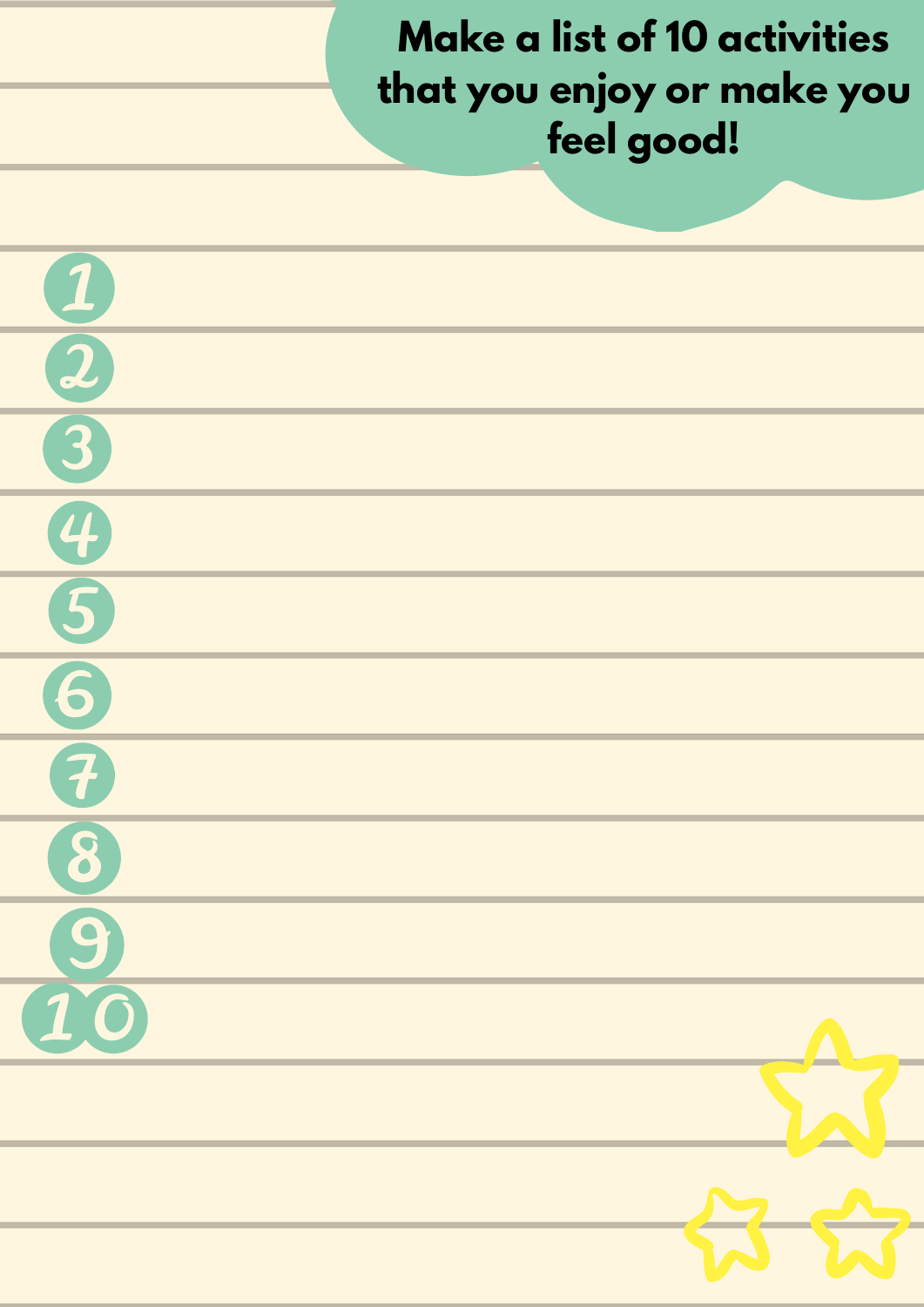**Make a list of 10 activities that you enjoy or make you feel good!**

1.
2.
3.
4.
5.
6.
7.
8.
9.
10.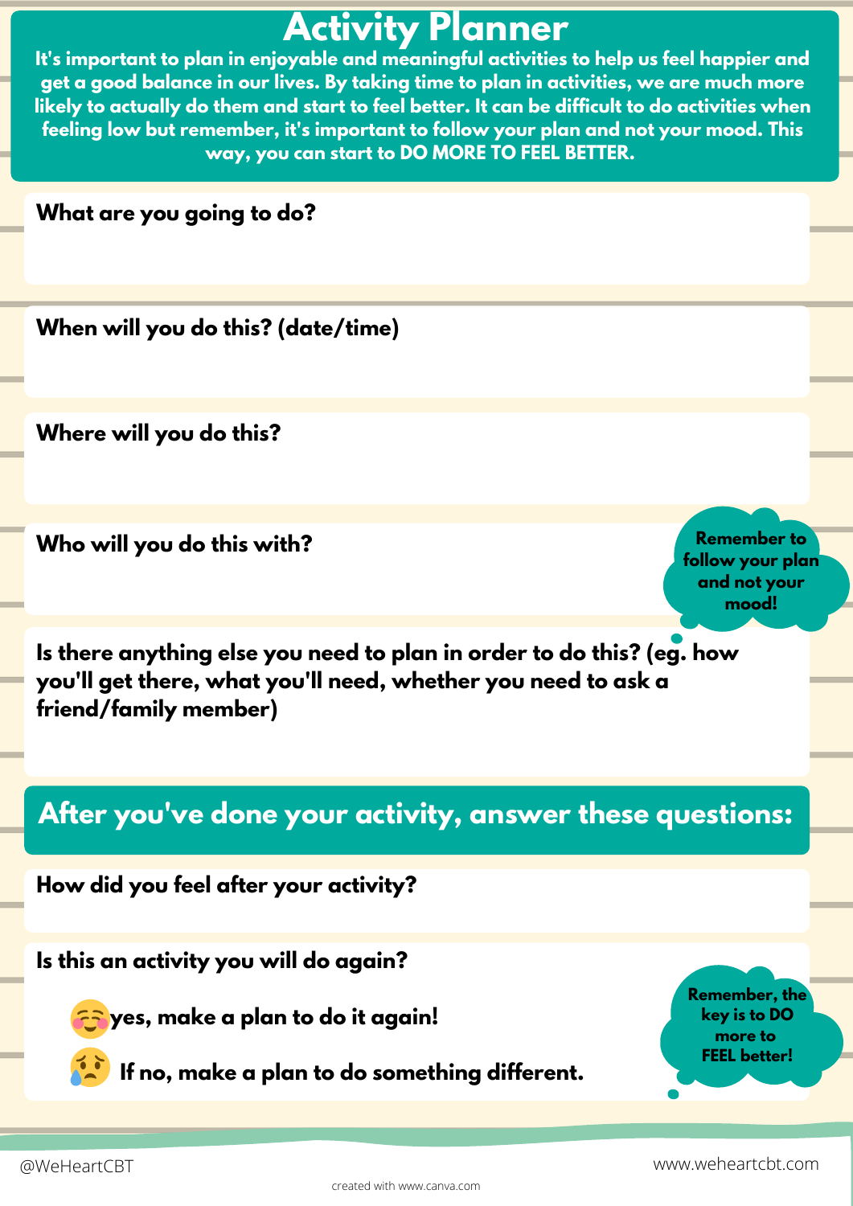# Activity Planner

**It's important to plan in enjoyable and meaningful activities to help us feel happier and get a good balance in our lives. By taking time to plan in activities, we are much more likely to actually do them and start to feel better. It can be difficult to do activities when feeling low but remember, it's important to follow your plan and not your mood. This way, you can start to DO MORE TO FEEL BETTER.**

**What are you going to do?**

**When will you do this? (date/time)**

**Where will you do this?**

**Who will you do this with?**

**Remember to follow your plan and not your mood!**

**Is there anything else you need to plan in order to do this? (eg. how you'll get there, what you'll need, whether you need to ask a friend/family member)**

## After you've done your activity, answer these questions:

**How did you feel after your activity?**

**Is this an activity you will do again?**

- ☺️ **yes, make a plan to do it again!**
- 😥 **If no, make a plan to do something different.**

**Remember, the key is to DO more to FEEL better!**

@WeHeartCBT

www.weheartcbt.com

created with www.canva.com